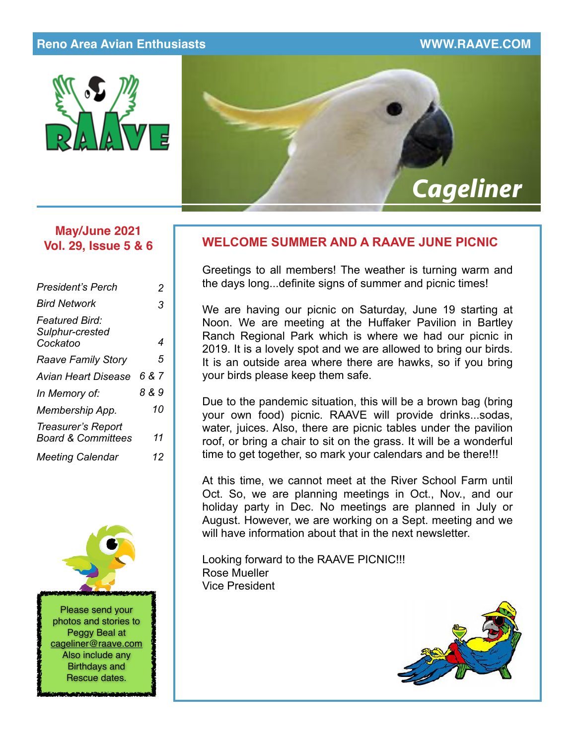Reno Area Avian Enthusiasts — WWW.RAAVE.COM

# Cageliner

**May/June 2021**
**Vol. 29, Issue 5 & 6**

| | |
|---|---|
| *President's Perch* | *2* |
| *Bird Network* | *3* |
| *Featured Bird: Sulphur-crested Cockatoo* | *4* |
| *Raave Family Story* | *5* |
| *Avian Heart Disease* | *6 & 7* |
| *In Memory of:* | *8 & 9* |
| *Membership App.* | *10* |
| *Treasurer's Report Board & Committees* | *11* |
| *Meeting Calendar* | *12* |

Please send your photos and stories to Peggy Beal at cageliner@raave.com Also include any Birthdays and Rescue dates.

## WELCOME SUMMER AND A RAAVE JUNE PICNIC

Greetings to all members! The weather is turning warm and the days long...definite signs of summer and picnic times!

We are having our picnic on Saturday, June 19 starting at Noon. We are meeting at the Huffaker Pavilion in Bartley Ranch Regional Park which is where we had our picnic in 2019. It is a lovely spot and we are allowed to bring our birds. It is an outside area where there are hawks, so if you bring your birds please keep them safe.

Due to the pandemic situation, this will be a brown bag (bring your own food) picnic. RAAVE will provide drinks...sodas, water, juices. Also, there are picnic tables under the pavilion roof, or bring a chair to sit on the grass. It will be a wonderful time to get together, so mark your calendars and be there!!!

At this time, we cannot meet at the River School Farm until Oct. So, we are planning meetings in Oct., Nov., and our holiday party in Dec. No meetings are planned in July or August. However, we are working on a Sept. meeting and we will have information about that in the next newsletter.

Looking forward to the RAAVE PICNIC!!!
Rose Mueller
Vice President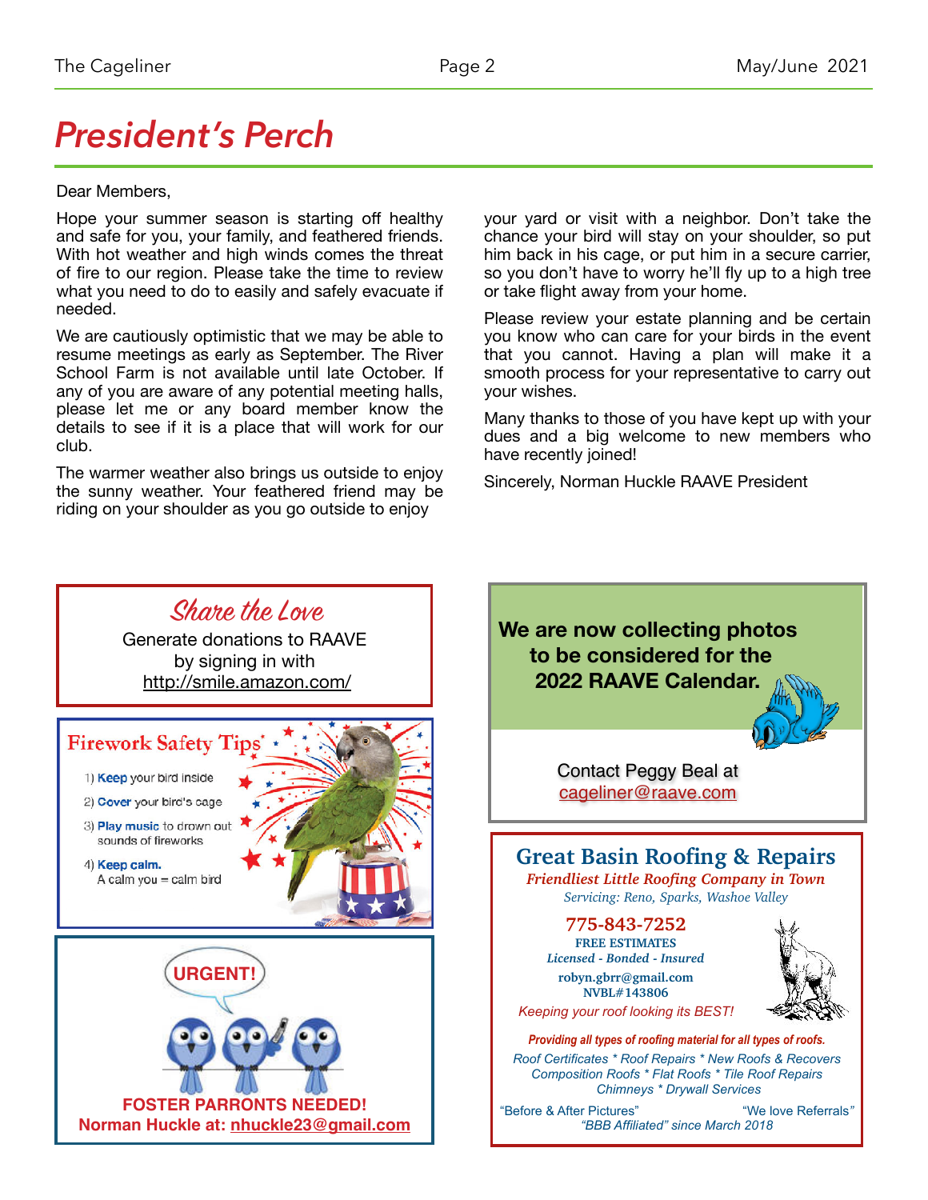# President's Perch

Dear Members,

Hope your summer season is starting off healthy and safe for you, your family, and feathered friends. With hot weather and high winds comes the threat of fire to our region. Please take the time to review what you need to do to easily and safely evacuate if needed.

We are cautiously optimistic that we may be able to resume meetings as early as September. The River School Farm is not available until late October. If any of you are aware of any potential meeting halls, please let me or any board member know the details to see if it is a place that will work for our club.

The warmer weather also brings us outside to enjoy the sunny weather. Your feathered friend may be riding on your shoulder as you go outside to enjoy your yard or visit with a neighbor. Don't take the chance your bird will stay on your shoulder, so put him back in his cage, or put him in a secure carrier, so you don't have to worry he'll fly up to a high tree or take flight away from your home.

Please review your estate planning and be certain you know who can care for your birds in the event that you cannot. Having a plan will make it a smooth process for your representative to carry out your wishes.

Many thanks to those of you have kept up with your dues and a big welcome to new members who have recently joined!

Sincerely, Norman Huckle RAAVE President

## Share the Love

Generate donations to RAAVE by signing in with http://smile.amazon.com/

## Firework Safety Tips

1) **Keep** your bird inside
2) **Cover** your bird's cage
3) **Play music** to drown out sounds of fireworks
4) **Keep calm.** A calm you = calm bird

**URGENT!**

**FOSTER PARRONTS NEEDED!**
**Norman Huckle at: nhuckle23@gmail.com**

**We are now collecting photos to be considered for the 2022 RAAVE Calendar.**

Contact Peggy Beal at cageliner@raave.com

## Great Basin Roofing & Repairs

*Friendliest Little Roofing Company in Town*
*Servicing: Reno, Sparks, Washoe Valley*

**775-843-7252**
**FREE ESTIMATES**
*Licensed - Bonded - Insured*
**robyn.gbrr@gmail.com**
**NVBL#143806**

*Keeping your roof looking its BEST!*

***Providing all types of roofing material for all types of roofs.***

*Roof Certificates * Roof Repairs * New Roofs & Recovers*
*Composition Roofs * Flat Roofs * Tile Roof Repairs*
*Chimneys * Drywall Services*

"Before & After Pictures" "We love Referrals"
*"BBB Affiliated" since March 2018*